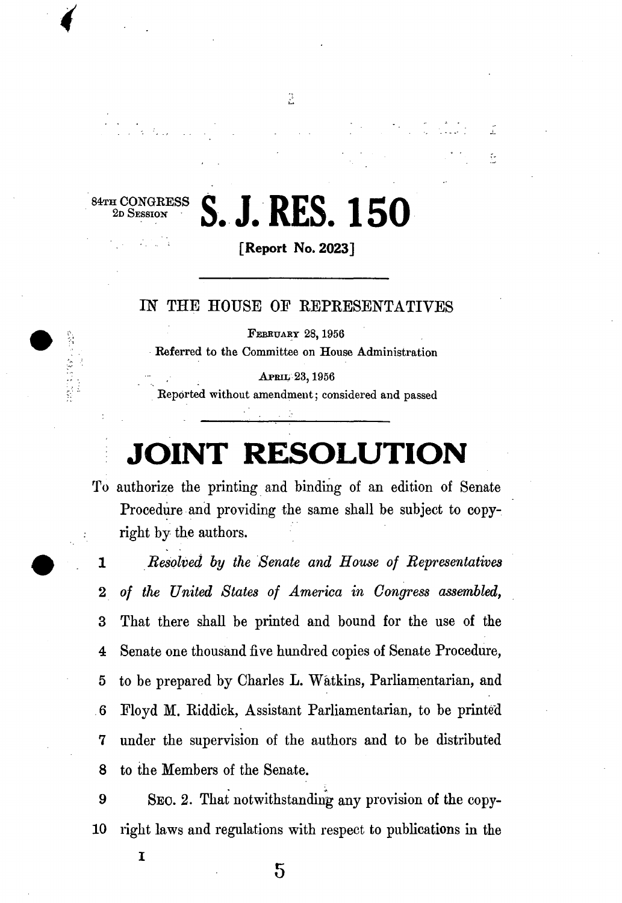84TH CONGRESS
2D SESSION

# S. J. RES. 150

**[Report No. 2023]**

---

IN THE HOUSE OF REPRESENTATIVES

FEBRUARY 28, 1956

Referred to the Committee on House Administration

APRIL 23, 1956

Reported without amendment; considered and passed

---

# JOINT RESOLUTION

To authorize the printing and binding of an edition of Senate Procedure and providing the same shall be subject to copyright by the authors.

1 *Resolved by the Senate and House of Representatives*
2 *of the United States of America in Congress assembled,*
3 That there shall be printed and bound for the use of the
4 Senate one thousand five hundred copies of Senate Procedure,
5 to be prepared by Charles L. Watkins, Parliamentarian, and
6 Floyd M. Riddick, Assistant Parliamentarian, to be printed
7 under the supervision of the authors and to be distributed
8 to the Members of the Senate.

9 SEC. 2. That notwithstanding any provision of the copy-
10 right laws and regulations with respect to publications in the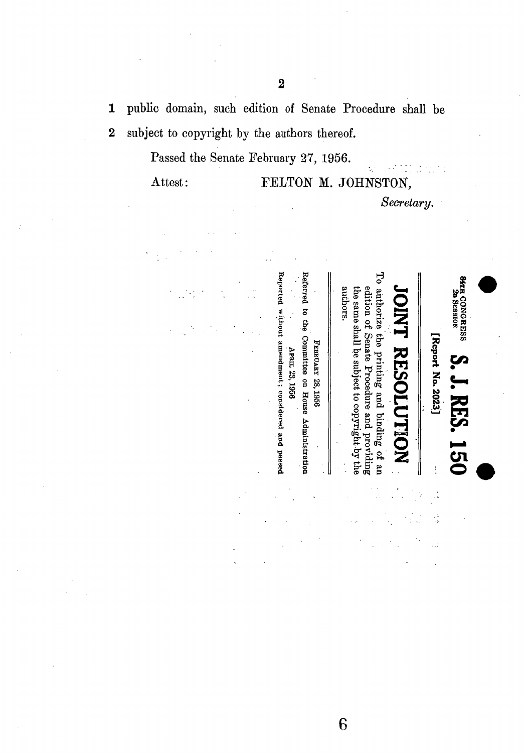1 public domain, such edition of Senate Procedure shall be
2 subject to copyright by the authors thereof.

Passed the Senate February 27, 1956.

Attest: FELTON M. JOHNSTON,

*Secretary.*

84TH CONGRESS
2D SESSION

# S. J. RES. 150

[Report No. 2023]

## JOINT RESOLUTION

To authorize the printing and binding of an edition of Senate Procedure and providing the same shall be subject to copyright by the authors.

FEBRUARY 28, 1956

Referred to the Committee on House Administration

APRIL 23, 1956

Reported without amendment; considered and passed